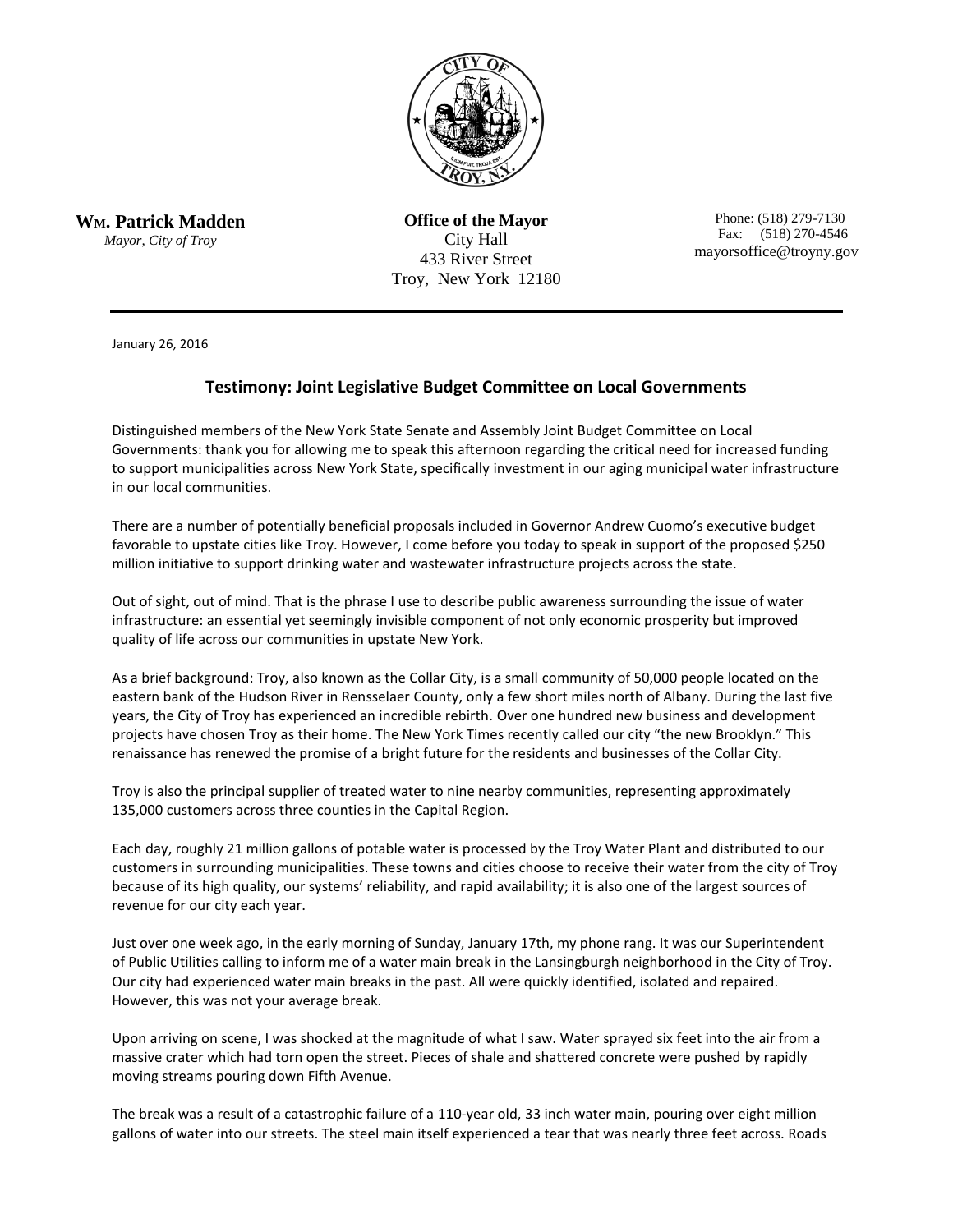**Wm. Patrick Madden**
*Mayor, City of Troy*

**Office of the Mayor**
City Hall
433 River Street
Troy, New York 12180

Phone: (518) 279-7130
Fax: (518) 270-4546
mayorsoffice@troyny.gov

January 26, 2016

## Testimony: Joint Legislative Budget Committee on Local Governments

Distinguished members of the New York State Senate and Assembly Joint Budget Committee on Local Governments: thank you for allowing me to speak this afternoon regarding the critical need for increased funding to support municipalities across New York State, specifically investment in our aging municipal water infrastructure in our local communities.

There are a number of potentially beneficial proposals included in Governor Andrew Cuomo's executive budget favorable to upstate cities like Troy. However, I come before you today to speak in support of the proposed $250 million initiative to support drinking water and wastewater infrastructure projects across the state.

Out of sight, out of mind. That is the phrase I use to describe public awareness surrounding the issue of water infrastructure: an essential yet seemingly invisible component of not only economic prosperity but improved quality of life across our communities in upstate New York.

As a brief background: Troy, also known as the Collar City, is a small community of 50,000 people located on the eastern bank of the Hudson River in Rensselaer County, only a few short miles north of Albany. During the last five years, the City of Troy has experienced an incredible rebirth. Over one hundred new business and development projects have chosen Troy as their home. The New York Times recently called our city "the new Brooklyn." This renaissance has renewed the promise of a bright future for the residents and businesses of the Collar City.

Troy is also the principal supplier of treated water to nine nearby communities, representing approximately 135,000 customers across three counties in the Capital Region.

Each day, roughly 21 million gallons of potable water is processed by the Troy Water Plant and distributed to our customers in surrounding municipalities. These towns and cities choose to receive their water from the city of Troy because of its high quality, our systems' reliability, and rapid availability; it is also one of the largest sources of revenue for our city each year.

Just over one week ago, in the early morning of Sunday, January 17th, my phone rang. It was our Superintendent of Public Utilities calling to inform me of a water main break in the Lansingburgh neighborhood in the City of Troy. Our city had experienced water main breaks in the past. All were quickly identified, isolated and repaired. However, this was not your average break.

Upon arriving on scene, I was shocked at the magnitude of what I saw. Water sprayed six feet into the air from a massive crater which had torn open the street. Pieces of shale and shattered concrete were pushed by rapidly moving streams pouring down Fifth Avenue.

The break was a result of a catastrophic failure of a 110-year old, 33 inch water main, pouring over eight million gallons of water into our streets. The steel main itself experienced a tear that was nearly three feet across. Roads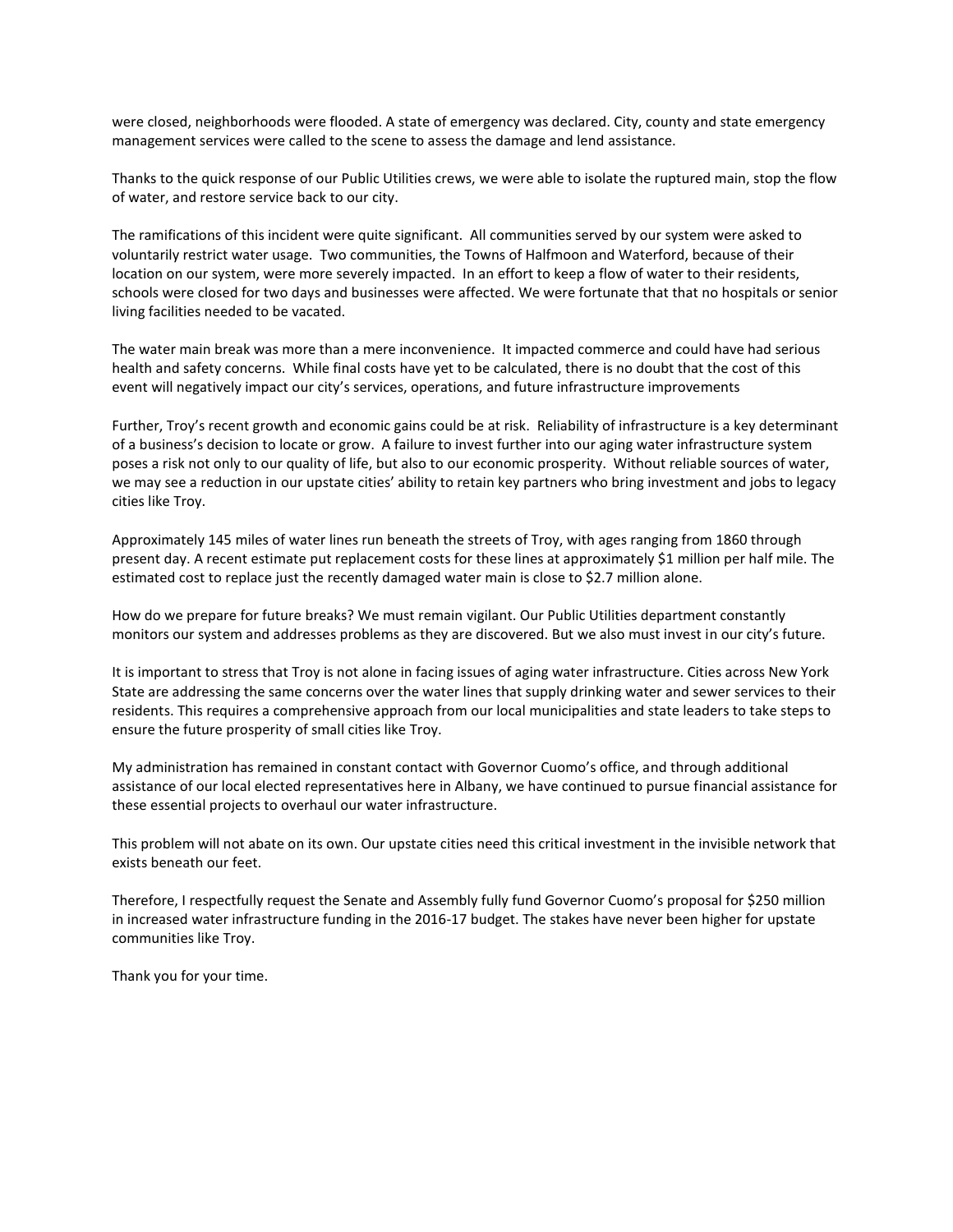were closed, neighborhoods were flooded. A state of emergency was declared. City, county and state emergency management services were called to the scene to assess the damage and lend assistance.

Thanks to the quick response of our Public Utilities crews, we were able to isolate the ruptured main, stop the flow of water, and restore service back to our city.

The ramifications of this incident were quite significant. All communities served by our system were asked to voluntarily restrict water usage. Two communities, the Towns of Halfmoon and Waterford, because of their location on our system, were more severely impacted. In an effort to keep a flow of water to their residents, schools were closed for two days and businesses were affected. We were fortunate that that no hospitals or senior living facilities needed to be vacated.

The water main break was more than a mere inconvenience. It impacted commerce and could have had serious health and safety concerns. While final costs have yet to be calculated, there is no doubt that the cost of this event will negatively impact our city's services, operations, and future infrastructure improvements

Further, Troy's recent growth and economic gains could be at risk. Reliability of infrastructure is a key determinant of a business's decision to locate or grow. A failure to invest further into our aging water infrastructure system poses a risk not only to our quality of life, but also to our economic prosperity. Without reliable sources of water, we may see a reduction in our upstate cities' ability to retain key partners who bring investment and jobs to legacy cities like Troy.

Approximately 145 miles of water lines run beneath the streets of Troy, with ages ranging from 1860 through present day. A recent estimate put replacement costs for these lines at approximately $1 million per half mile. The estimated cost to replace just the recently damaged water main is close to $2.7 million alone.

How do we prepare for future breaks? We must remain vigilant. Our Public Utilities department constantly monitors our system and addresses problems as they are discovered. But we also must invest in our city's future.

It is important to stress that Troy is not alone in facing issues of aging water infrastructure. Cities across New York State are addressing the same concerns over the water lines that supply drinking water and sewer services to their residents. This requires a comprehensive approach from our local municipalities and state leaders to take steps to ensure the future prosperity of small cities like Troy.

My administration has remained in constant contact with Governor Cuomo's office, and through additional assistance of our local elected representatives here in Albany, we have continued to pursue financial assistance for these essential projects to overhaul our water infrastructure.

This problem will not abate on its own. Our upstate cities need this critical investment in the invisible network that exists beneath our feet.

Therefore, I respectfully request the Senate and Assembly fully fund Governor Cuomo's proposal for $250 million in increased water infrastructure funding in the 2016-17 budget. The stakes have never been higher for upstate communities like Troy.

Thank you for your time.